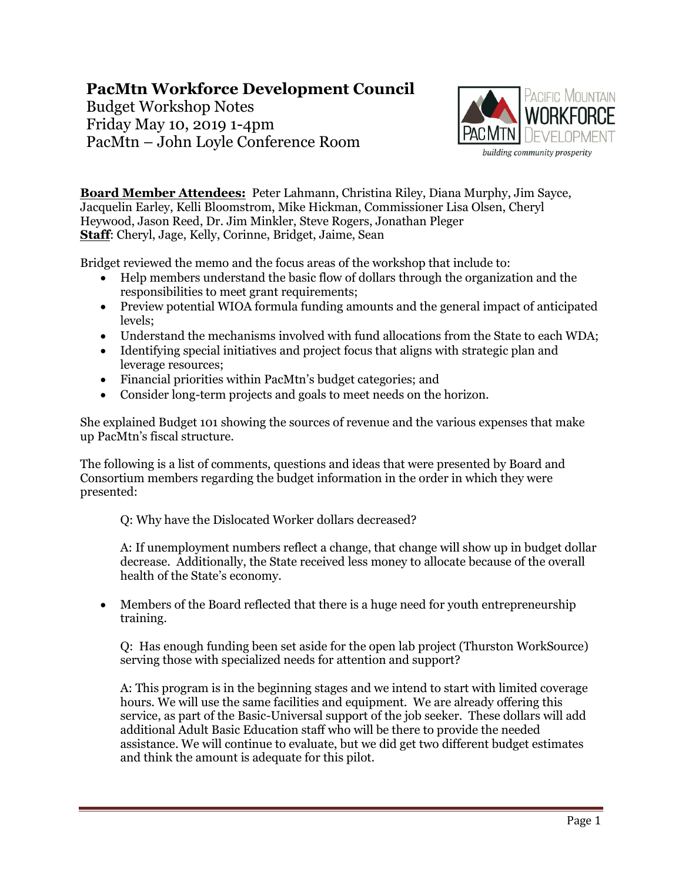# PacMtn Workforce Development Council

Budget Workshop Notes
Friday May 10, 2019 1-4pm
PacMtn – John Loyle Conference Room

**Board Member Attendees:** Peter Lahmann, Christina Riley, Diana Murphy, Jim Sayce, Jacquelin Earley, Kelli Bloomstrom, Mike Hickman, Commissioner Lisa Olsen, Cheryl Heywood, Jason Reed, Dr. Jim Minkler, Steve Rogers, Jonathan Pleger
**Staff**: Cheryl, Jage, Kelly, Corinne, Bridget, Jaime, Sean

Bridget reviewed the memo and the focus areas of the workshop that include to:

- Help members understand the basic flow of dollars through the organization and the responsibilities to meet grant requirements;
- Preview potential WIOA formula funding amounts and the general impact of anticipated levels;
- Understand the mechanisms involved with fund allocations from the State to each WDA;
- Identifying special initiatives and project focus that aligns with strategic plan and leverage resources;
- Financial priorities within PacMtn's budget categories; and
- Consider long-term projects and goals to meet needs on the horizon.

She explained Budget 101 showing the sources of revenue and the various expenses that make up PacMtn's fiscal structure.

The following is a list of comments, questions and ideas that were presented by Board and Consortium members regarding the budget information in the order in which they were presented:

> Q: Why have the Dislocated Worker dollars decreased?
>
> A: If unemployment numbers reflect a change, that change will show up in budget dollar decrease. Additionally, the State received less money to allocate because of the overall health of the State's economy.

- Members of the Board reflected that there is a huge need for youth entrepreneurship training.

> Q: Has enough funding been set aside for the open lab project (Thurston WorkSource) serving those with specialized needs for attention and support?
>
> A: This program is in the beginning stages and we intend to start with limited coverage hours. We will use the same facilities and equipment. We are already offering this service, as part of the Basic-Universal support of the job seeker. These dollars will add additional Adult Basic Education staff who will be there to provide the needed assistance. We will continue to evaluate, but we did get two different budget estimates and think the amount is adequate for this pilot.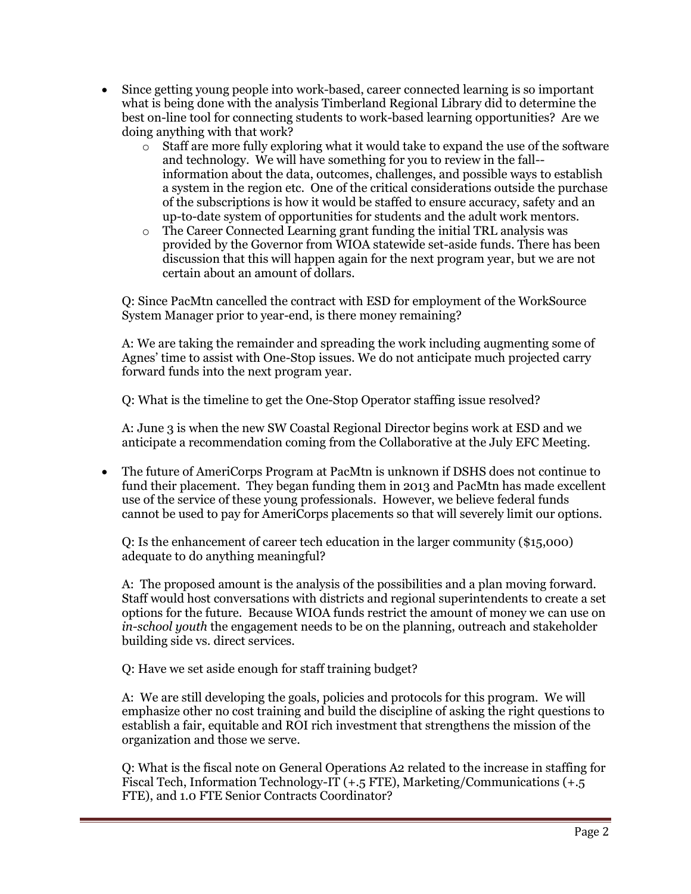- Since getting young people into work-based, career connected learning is so important what is being done with the analysis Timberland Regional Library did to determine the best on-line tool for connecting students to work-based learning opportunities? Are we doing anything with that work?
    - Staff are more fully exploring what it would take to expand the use of the software and technology. We will have something for you to review in the fall--information about the data, outcomes, challenges, and possible ways to establish a system in the region etc. One of the critical considerations outside the purchase of the subscriptions is how it would be staffed to ensure accuracy, safety and an up-to-date system of opportunities for students and the adult work mentors.
    - The Career Connected Learning grant funding the initial TRL analysis was provided by the Governor from WIOA statewide set-aside funds. There has been discussion that this will happen again for the next program year, but we are not certain about an amount of dollars.

  Q: Since PacMtn cancelled the contract with ESD for employment of the WorkSource System Manager prior to year-end, is there money remaining?

  A: We are taking the remainder and spreading the work including augmenting some of Agnes' time to assist with One-Stop issues. We do not anticipate much projected carry forward funds into the next program year.

  Q: What is the timeline to get the One-Stop Operator staffing issue resolved?

  A: June 3 is when the new SW Coastal Regional Director begins work at ESD and we anticipate a recommendation coming from the Collaborative at the July EFC Meeting.

- The future of AmeriCorps Program at PacMtn is unknown if DSHS does not continue to fund their placement. They began funding them in 2013 and PacMtn has made excellent use of the service of these young professionals. However, we believe federal funds cannot be used to pay for AmeriCorps placements so that will severely limit our options.

  Q: Is the enhancement of career tech education in the larger community ($15,000) adequate to do anything meaningful?

  A: The proposed amount is the analysis of the possibilities and a plan moving forward. Staff would host conversations with districts and regional superintendents to create a set options for the future. Because WIOA funds restrict the amount of money we can use on *in-school youth* the engagement needs to be on the planning, outreach and stakeholder building side vs. direct services.

  Q: Have we set aside enough for staff training budget?

  A: We are still developing the goals, policies and protocols for this program. We will emphasize other no cost training and build the discipline of asking the right questions to establish a fair, equitable and ROI rich investment that strengthens the mission of the organization and those we serve.

  Q: What is the fiscal note on General Operations A2 related to the increase in staffing for Fiscal Tech, Information Technology-IT (+.5 FTE), Marketing/Communications (+.5 FTE), and 1.0 FTE Senior Contracts Coordinator?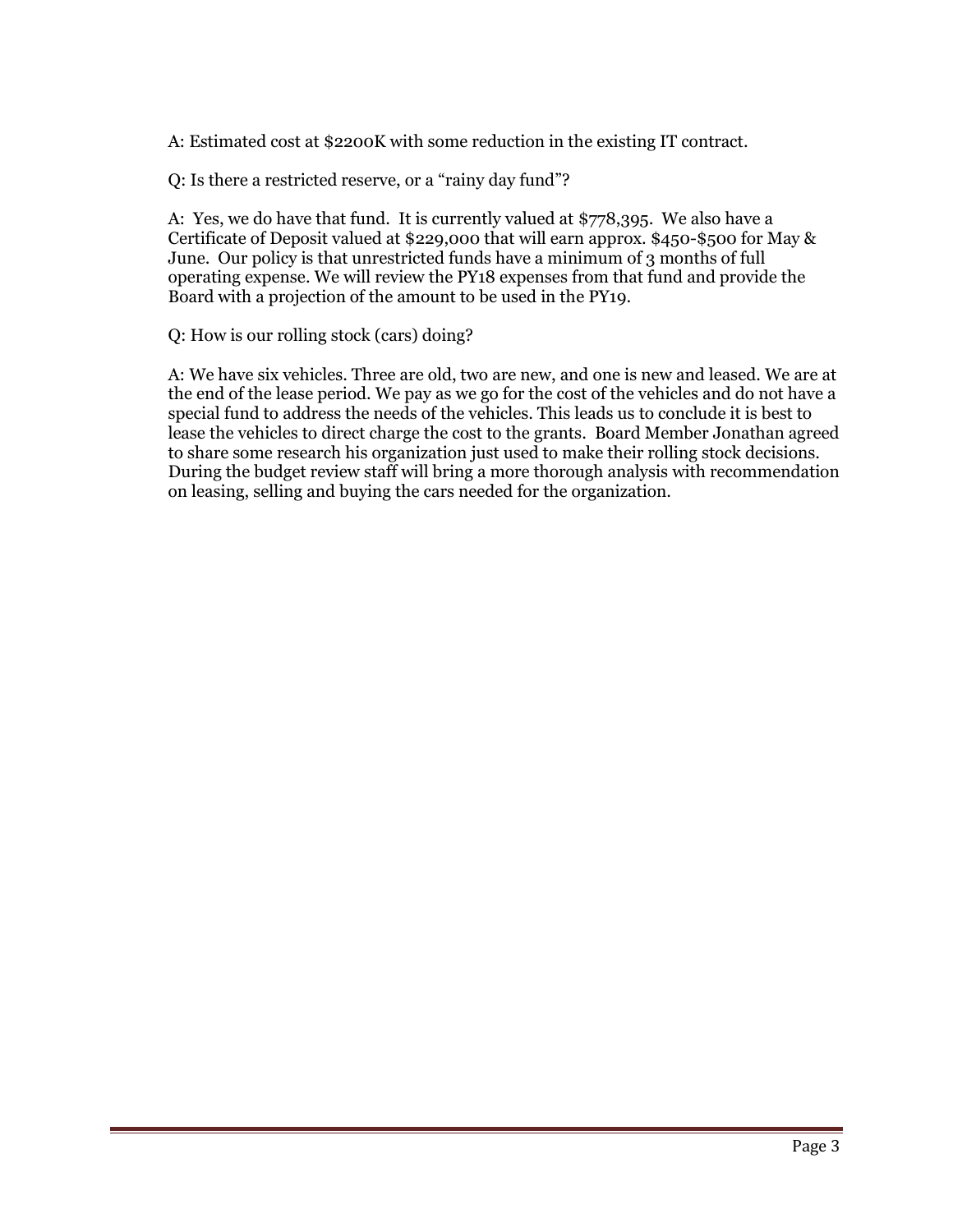A: Estimated cost at $2200K with some reduction in the existing IT contract.

Q: Is there a restricted reserve, or a "rainy day fund"?

A: Yes, we do have that fund. It is currently valued at $778,395. We also have a Certificate of Deposit valued at $229,000 that will earn approx. $450-$500 for May & June. Our policy is that unrestricted funds have a minimum of 3 months of full operating expense. We will review the PY18 expenses from that fund and provide the Board with a projection of the amount to be used in the PY19.

Q: How is our rolling stock (cars) doing?

A: We have six vehicles. Three are old, two are new, and one is new and leased. We are at the end of the lease period. We pay as we go for the cost of the vehicles and do not have a special fund to address the needs of the vehicles. This leads us to conclude it is best to lease the vehicles to direct charge the cost to the grants. Board Member Jonathan agreed to share some research his organization just used to make their rolling stock decisions. During the budget review staff will bring a more thorough analysis with recommendation on leasing, selling and buying the cars needed for the organization.